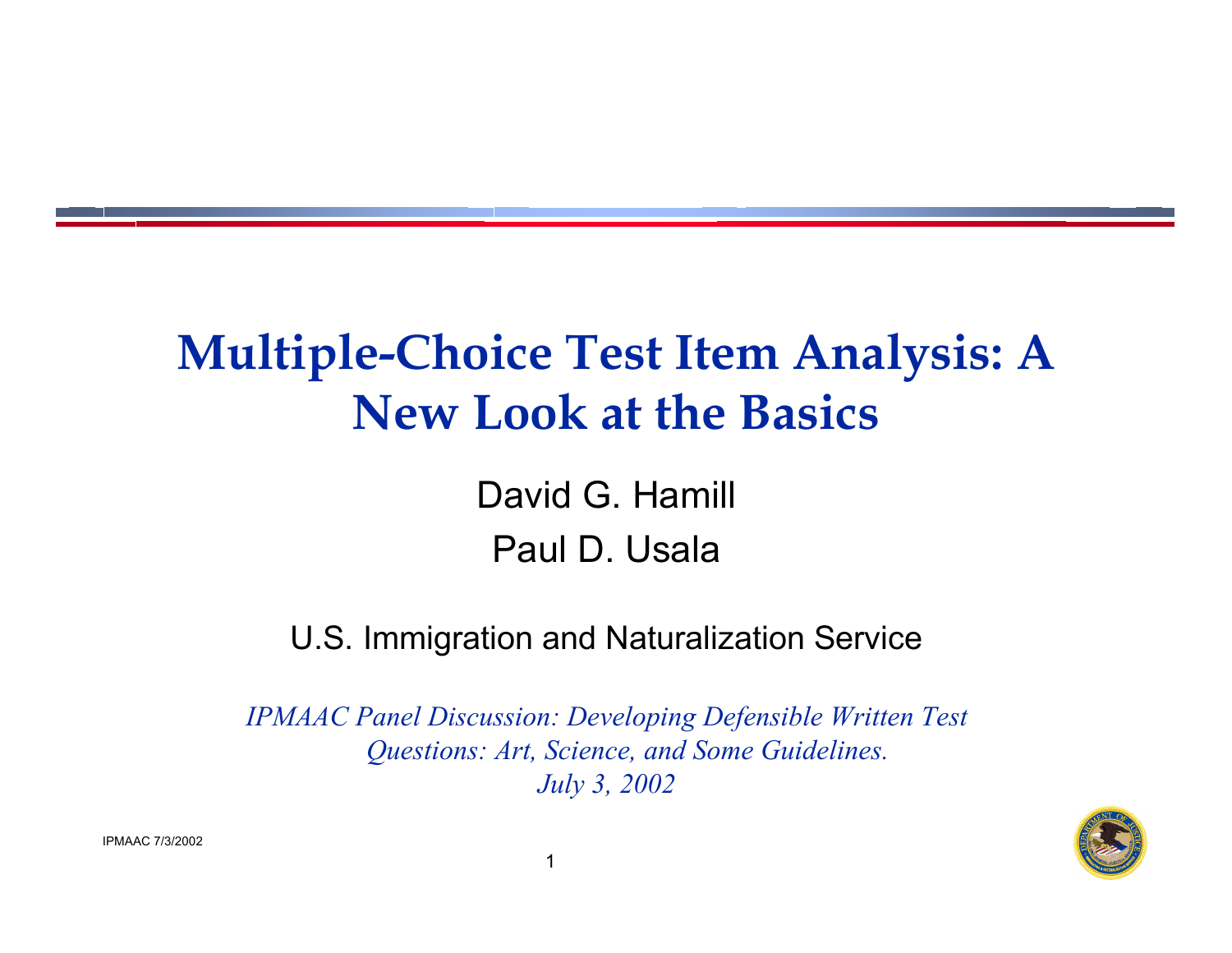# Multiple-Choice Test Item Analysis: A New Look at the Basics

David G. Hamill

Paul D. Usala

U.S. Immigration and Naturalization Service

*IPMAAC Panel Discussion: Developing Defensible Written Test Questions: Art, Science, and Some Guidelines.*
*July 3, 2002*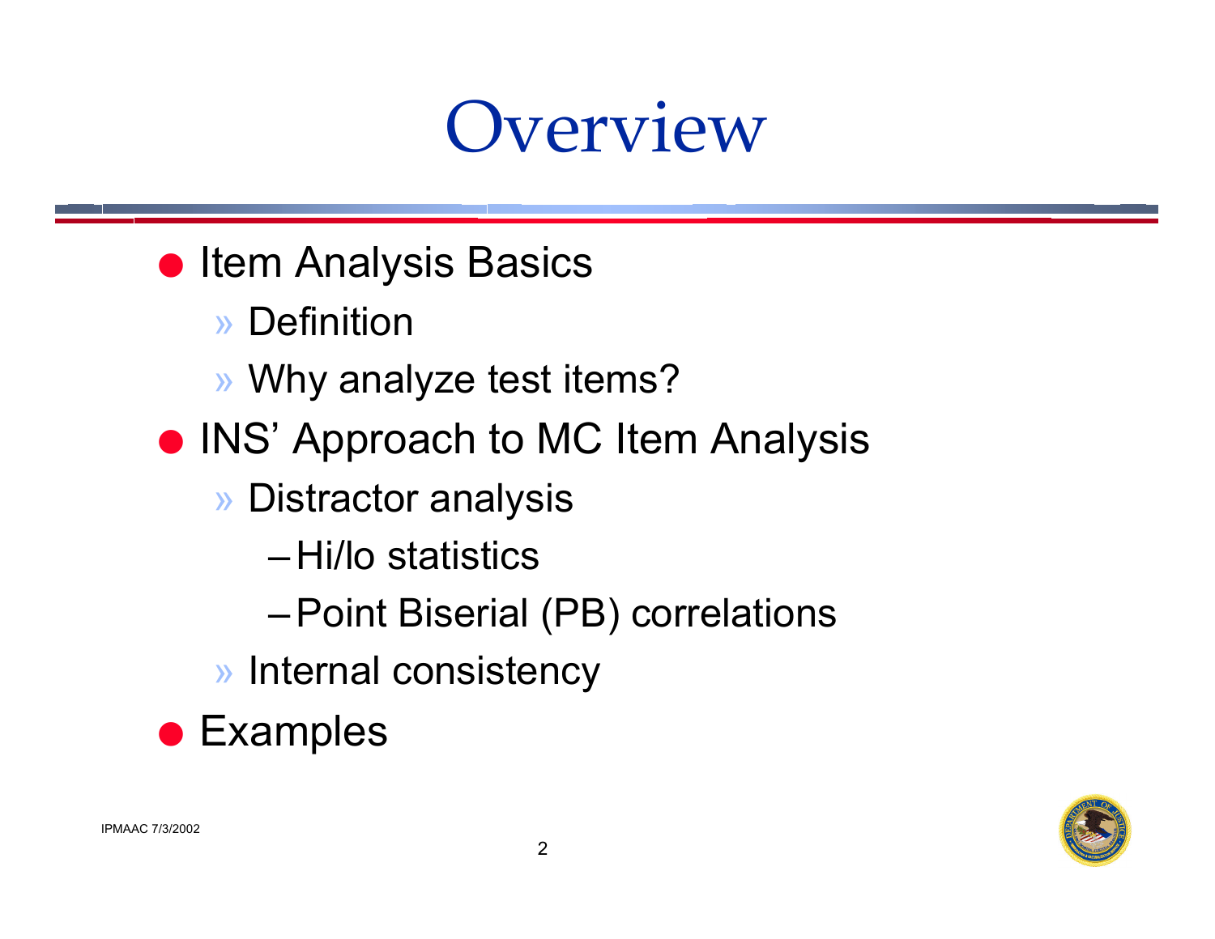# Overview

- Item Analysis Basics
  - Definition
  - Why analyze test items?
- INS' Approach to MC Item Analysis
  - Distractor analysis
    - Hi/lo statistics
    - Point Biserial (PB) correlations
  - Internal consistency
- Examples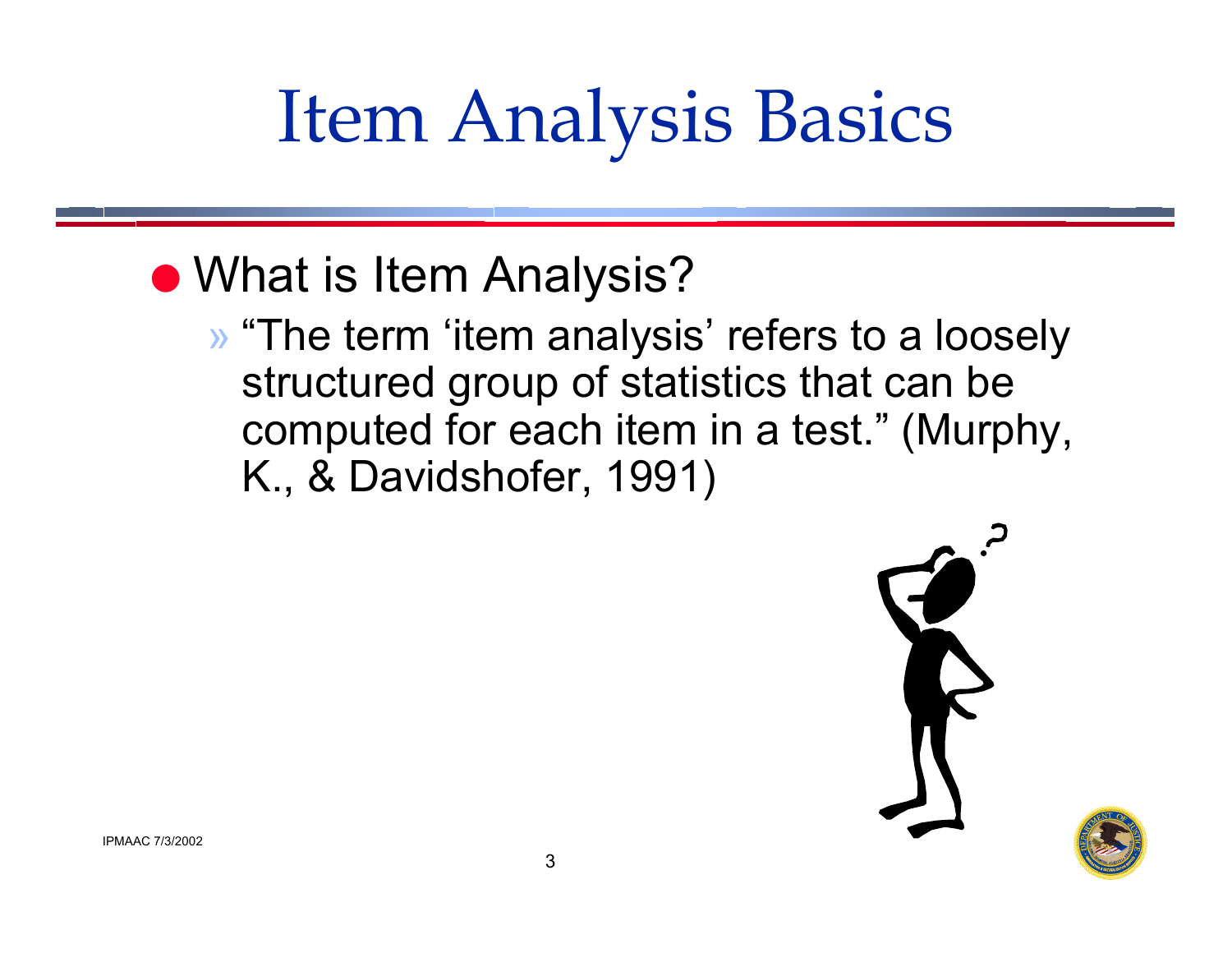# Item Analysis Basics

- What is Item Analysis?
  - "The term 'item analysis' refers to a loosely structured group of statistics that can be computed for each item in a test." (Murphy, K., & Davidshofer, 1991)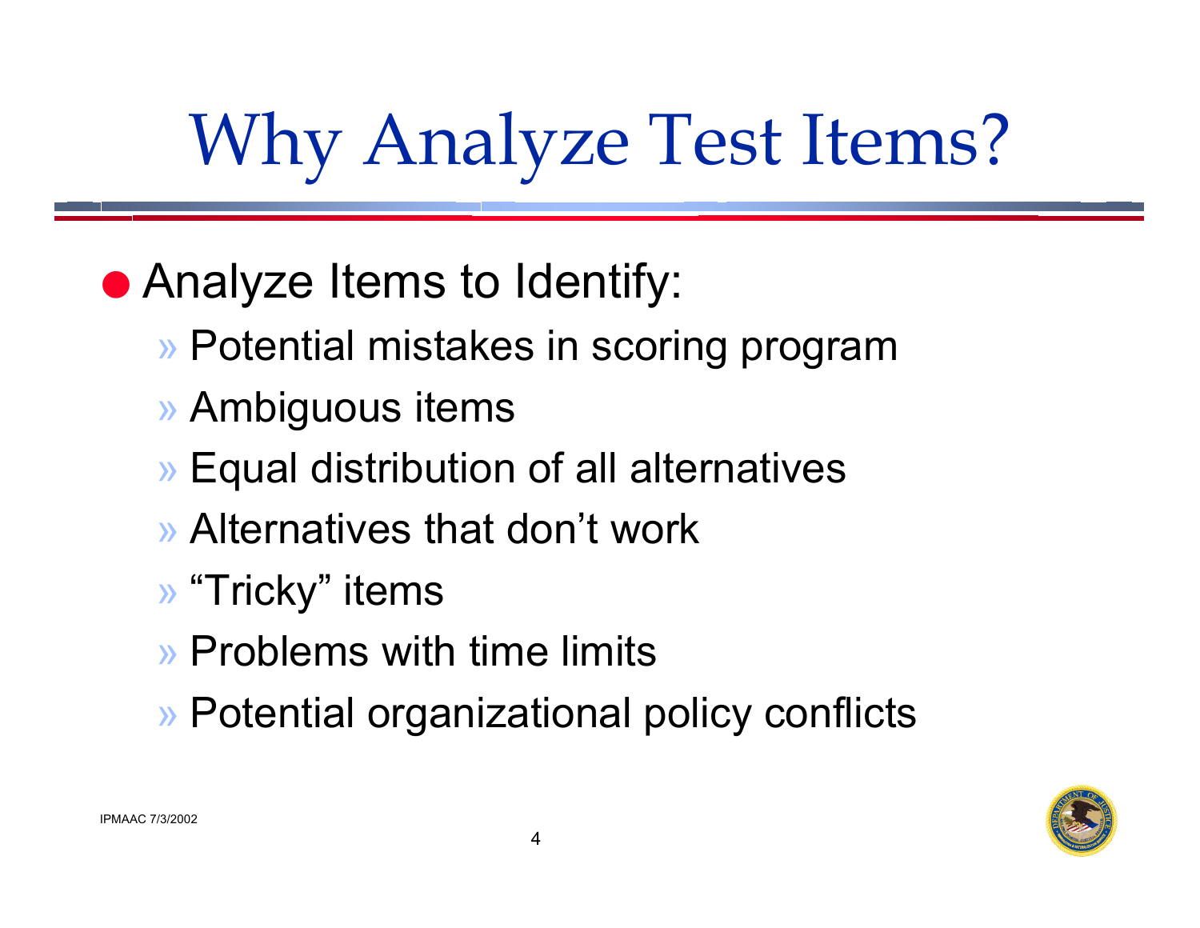# Why Analyze Test Items?

- Analyze Items to Identify:
  - Potential mistakes in scoring program
  - Ambiguous items
  - Equal distribution of all alternatives
  - Alternatives that don't work
  - "Tricky" items
  - Problems with time limits
  - Potential organizational policy conflicts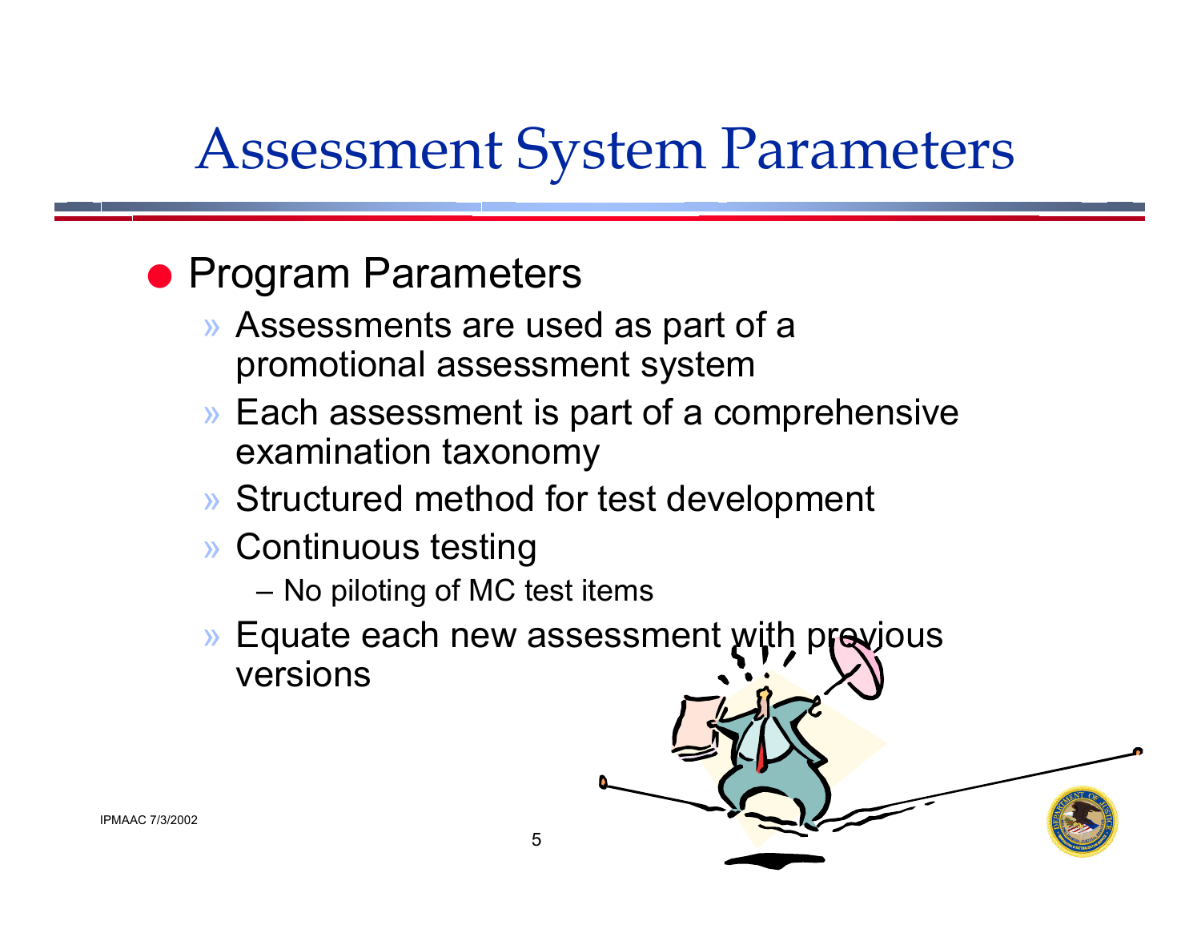# Assessment System Parameters

- Program Parameters
  - Assessments are used as part of a promotional assessment system
  - Each assessment is part of a comprehensive examination taxonomy
  - Structured method for test development
  - Continuous testing
    - No piloting of MC test items
  - Equate each new assessment with previous versions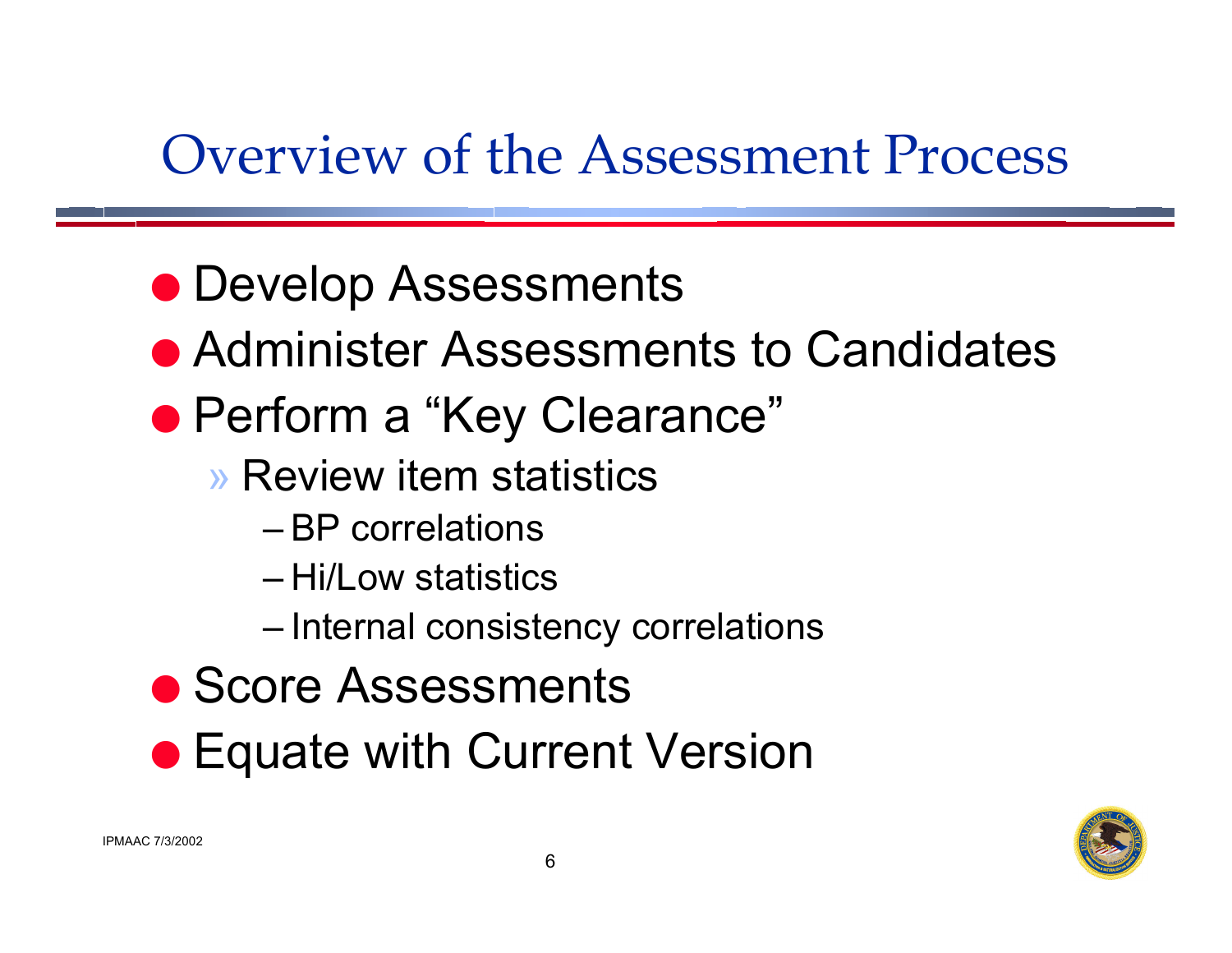# Overview of the Assessment Process

- Develop Assessments
- Administer Assessments to Candidates
- Perform a "Key Clearance"
  - Review item statistics
    - BP correlations
    - Hi/Low statistics
    - Internal consistency correlations
- Score Assessments
- Equate with Current Version

IPMAAC 7/3/2002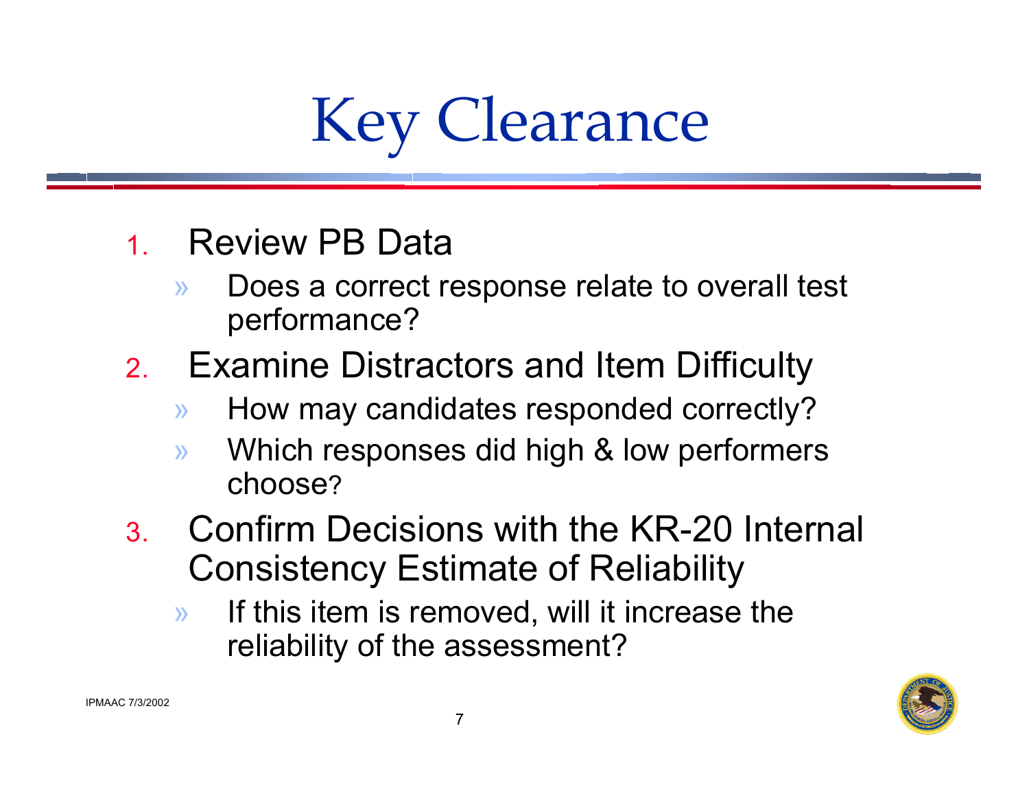# Key Clearance

1. Review PB Data
   - Does a correct response relate to overall test performance?
2. Examine Distractors and Item Difficulty
   - How may candidates responded correctly?
   - Which responses did high & low performers choose?
3. Confirm Decisions with the KR-20 Internal Consistency Estimate of Reliability
   - If this item is removed, will it increase the reliability of the assessment?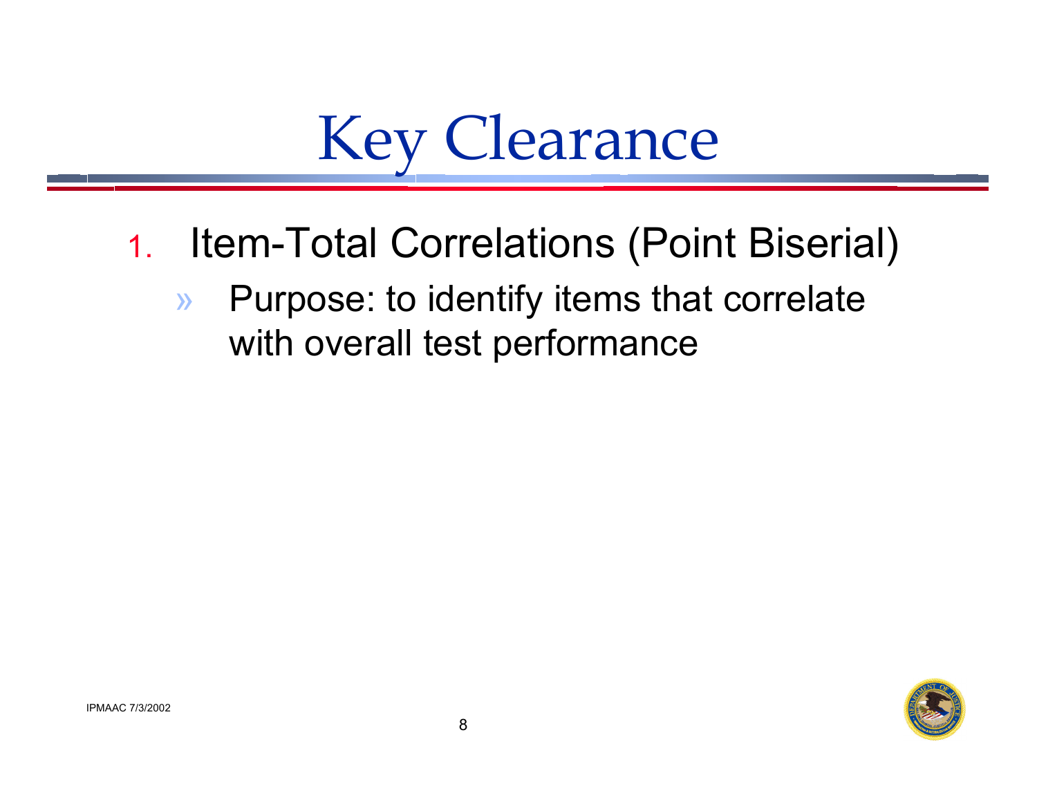# Key Clearance

1. Item-Total Correlations (Point Biserial)
   - Purpose: to identify items that correlate with overall test performance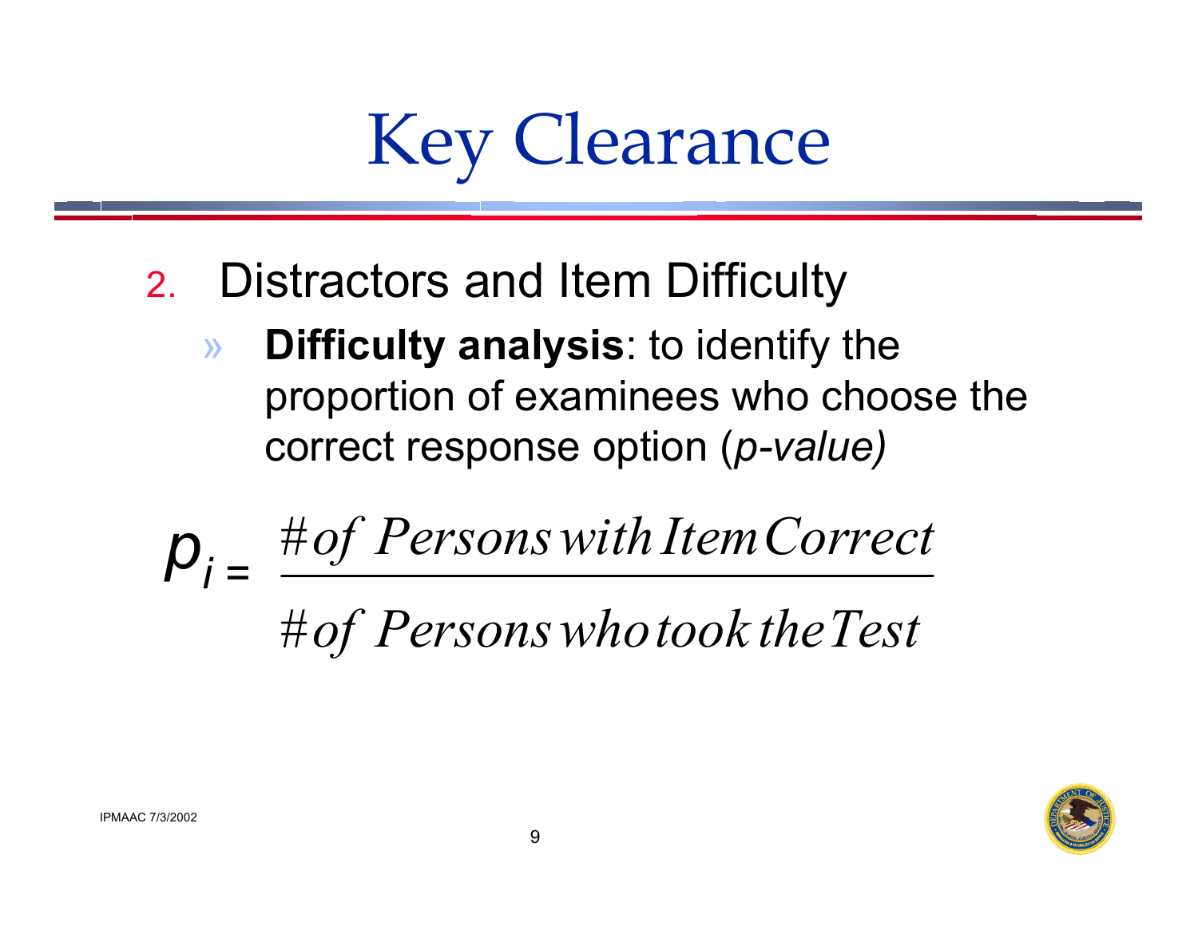# Key Clearance

2. Distractors and Item Difficulty
   - **Difficulty analysis**: to identify the proportion of examinees who choose the correct response option (*p-value)*

$$p_i = \frac{\#\,of\ Persons\ with\ Item\ Correct}{\#\,of\ Persons\ who\ took\ the\ Test}$$

IPMAAC 7/3/2002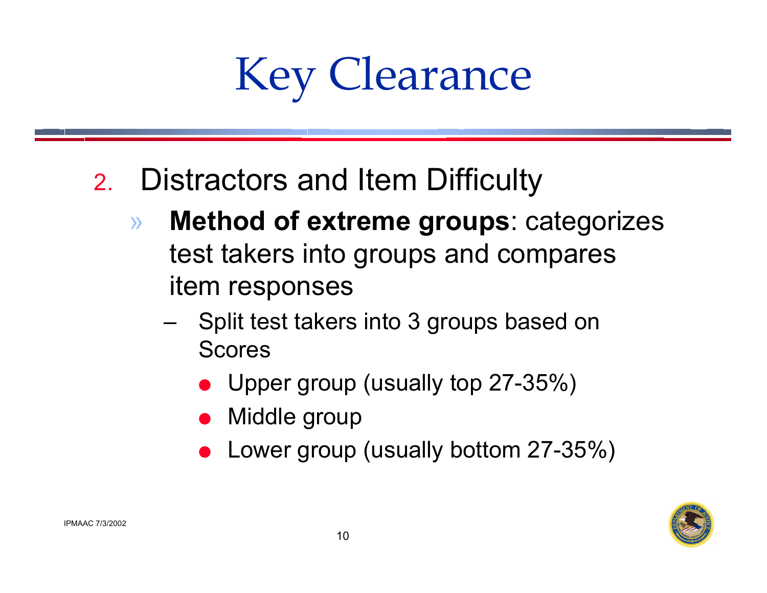# Key Clearance

2. Distractors and Item Difficulty
   - **Method of extreme groups**: categorizes test takers into groups and compares item responses
     - Split test takers into 3 groups based on Scores
       - Upper group (usually top 27-35%)
       - Middle group
       - Lower group (usually bottom 27-35%)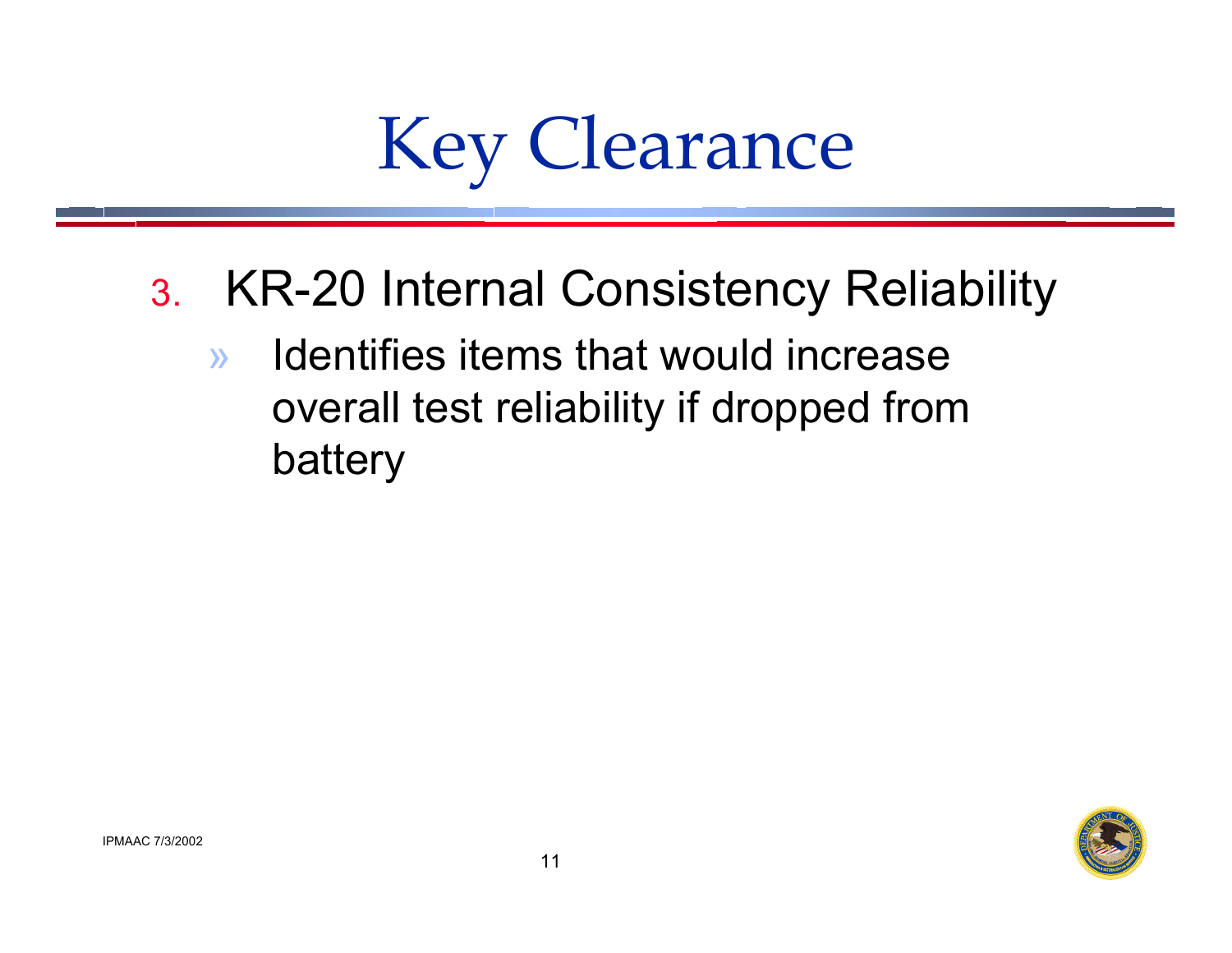# Key Clearance

3. KR-20 Internal Consistency Reliability
   - Identifies items that would increase overall test reliability if dropped from battery

IPMAAC 7/3/2002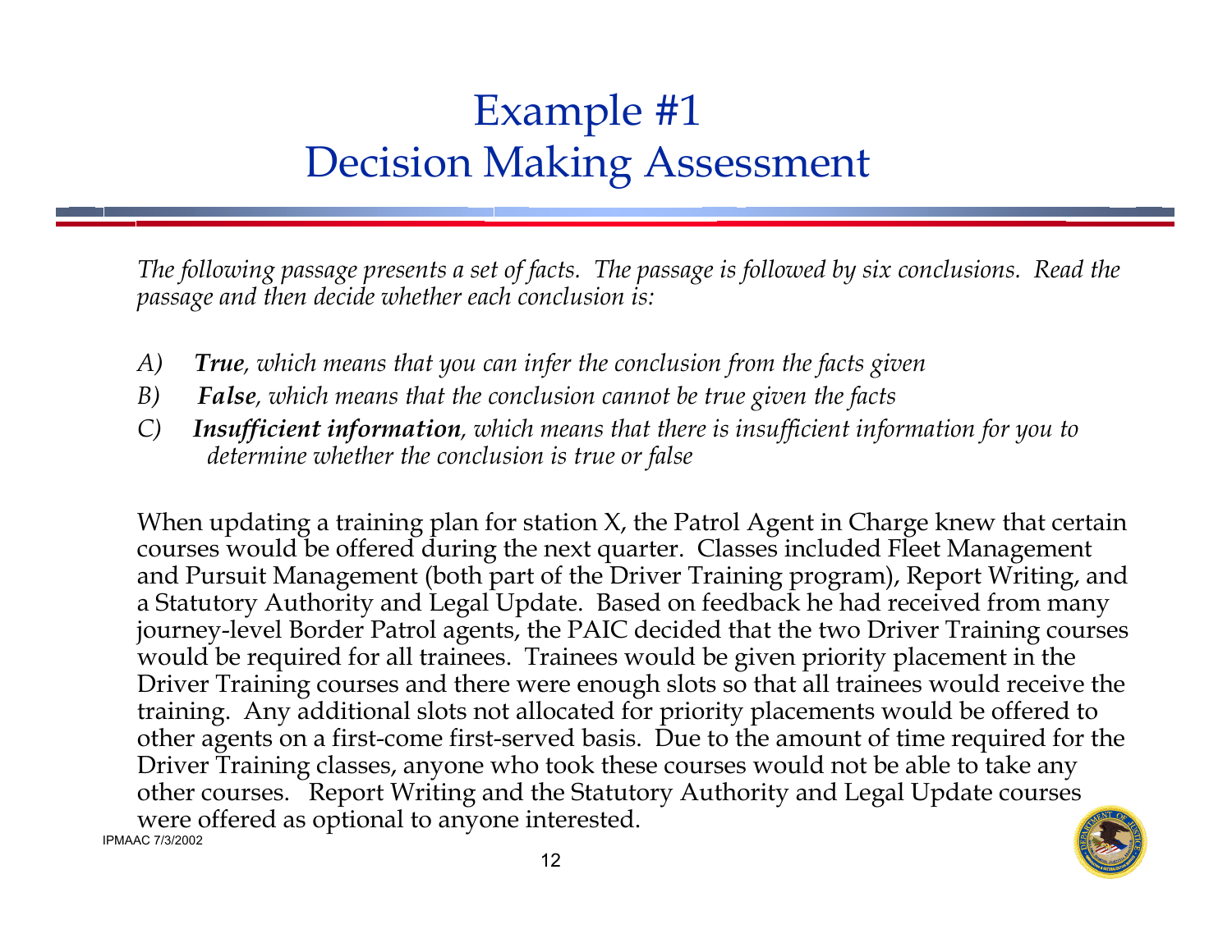# Example #1
# Decision Making Assessment

*The following passage presents a set of facts. The passage is followed by six conclusions. Read the passage and then decide whether each conclusion is:*

*A)* ***True****, which means that you can infer the conclusion from the facts given*

*B)* ***False****, which means that the conclusion cannot be true given the facts*

*C)* ***Insufficient information****, which means that there is insufficient information for you to determine whether the conclusion is true or false*

When updating a training plan for station X, the Patrol Agent in Charge knew that certain courses would be offered during the next quarter. Classes included Fleet Management and Pursuit Management (both part of the Driver Training program), Report Writing, and a Statutory Authority and Legal Update. Based on feedback he had received from many journey-level Border Patrol agents, the PAIC decided that the two Driver Training courses would be required for all trainees. Trainees would be given priority placement in the Driver Training courses and there were enough slots so that all trainees would receive the training. Any additional slots not allocated for priority placements would be offered to other agents on a first-come first-served basis. Due to the amount of time required for the Driver Training classes, anyone who took these courses would not be able to take any other courses. Report Writing and the Statutory Authority and Legal Update courses were offered as optional to anyone interested.

IPMAAC 7/3/2002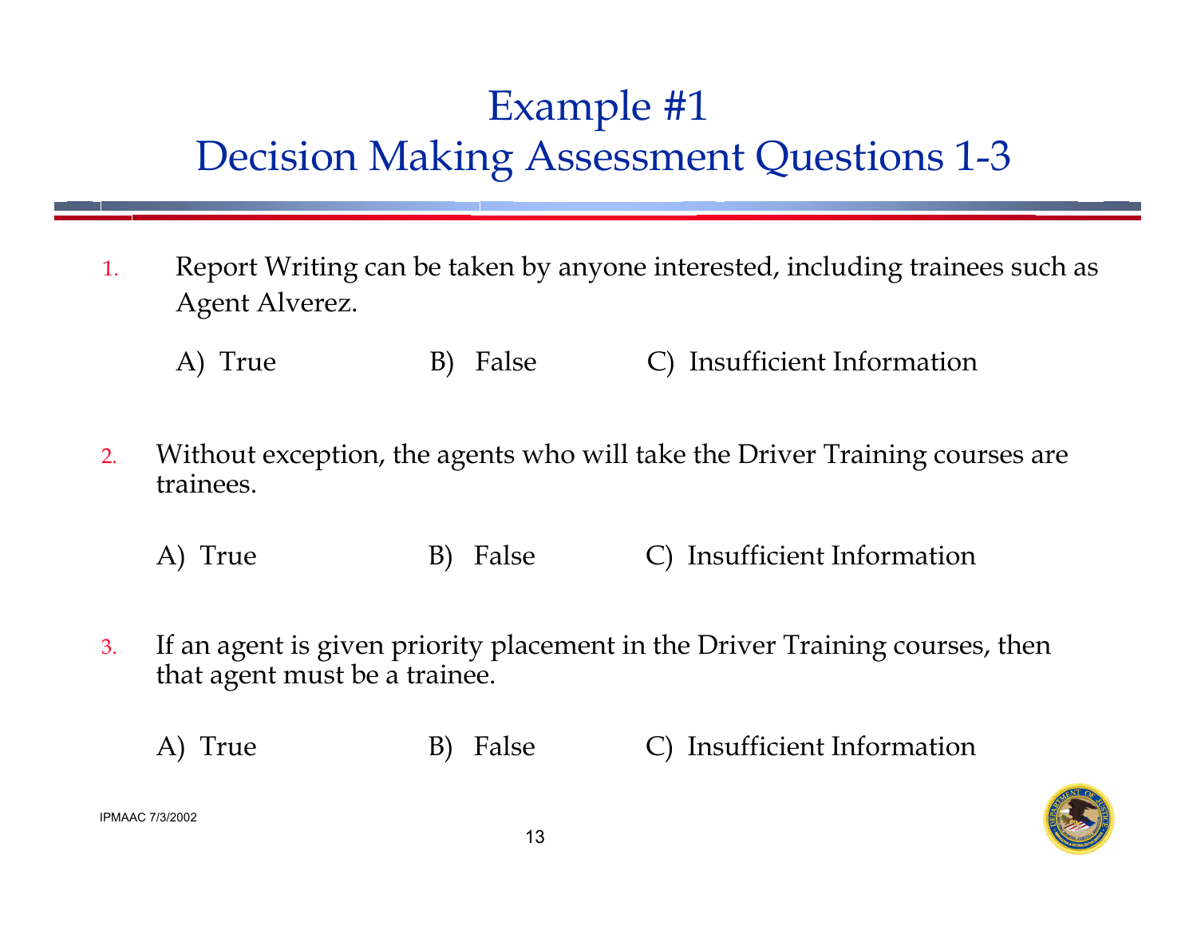# Example #1
# Decision Making Assessment Questions 1-3

1. Report Writing can be taken by anyone interested, including trainees such as Agent Alverez.

   A) True B) False C) Insufficient Information

2. Without exception, the agents who will take the Driver Training courses are trainees.

   A) True B) False C) Insufficient Information

3. If an agent is given priority placement in the Driver Training courses, then that agent must be a trainee.

   A) True B) False C) Insufficient Information

IPMAAC 7/3/2002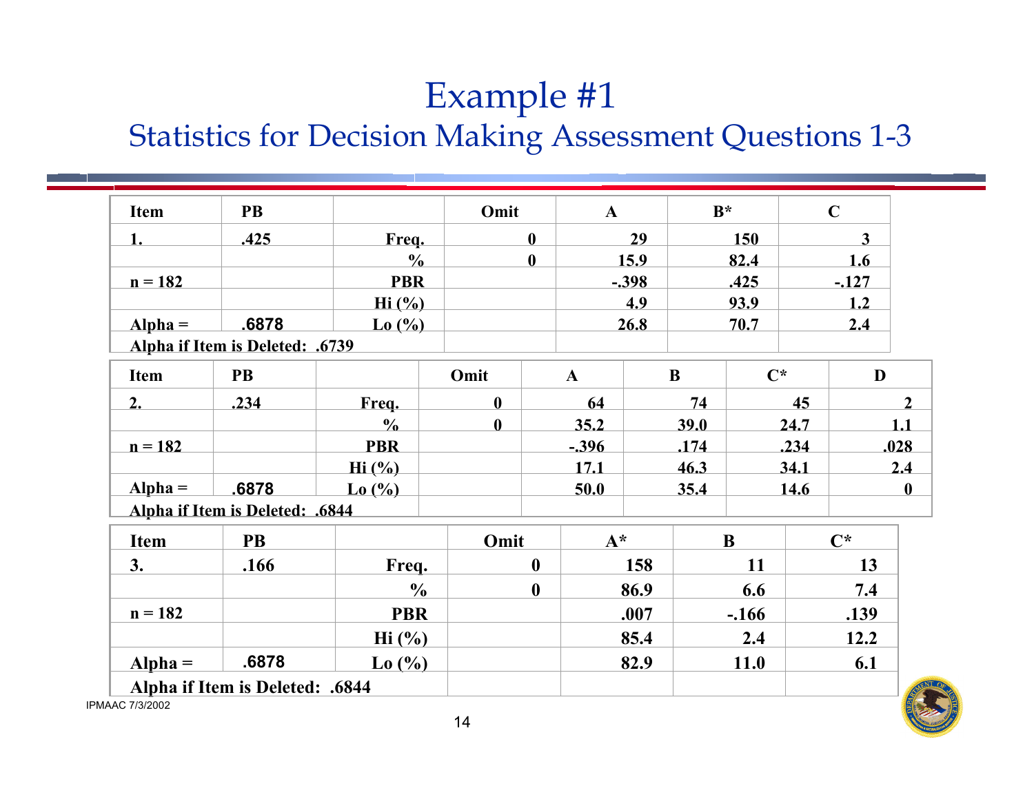# Example #1

## Statistics for Decision Making Assessment Questions 1-3

| Item | PB | | Omit | A | B* | C |
|---|---|---|---|---|---|---|
| 1. | .425 | Freq. | 0 | 29 | 150 | 3 |
| | | % | 0 | 15.9 | 82.4 | 1.6 |
| n = 182 | | PBR | | -.398 | .425 | -.127 |
| | | Hi (%) | | 4.9 | 93.9 | 1.2 |
| Alpha = | .6878 | Lo (%) | | 26.8 | 70.7 | 2.4 |
| Alpha if Item is Deleted: .6739 | | | | | | |

| Item | PB | | Omit | A | B | C* | D |
|---|---|---|---|---|---|---|---|
| 2. | .234 | Freq. | 0 | 64 | 74 | 45 | 2 |
| | | % | 0 | 35.2 | 39.0 | 24.7 | 1.1 |
| n = 182 | | PBR | | -.396 | .174 | .234 | .028 |
| | | Hi (%) | | 17.1 | 46.3 | 34.1 | 2.4 |
| Alpha = | .6878 | Lo (%) | | 50.0 | 35.4 | 14.6 | 0 |
| Alpha if Item is Deleted: .6844 | | | | | | | |

| Item | PB | | Omit | A* | B | C* |
|---|---|---|---|---|---|---|
| 3. | .166 | Freq. | 0 | 158 | 11 | 13 |
| | | % | 0 | 86.9 | 6.6 | 7.4 |
| n = 182 | | PBR | | .007 | -.166 | .139 |
| | | Hi (%) | | 85.4 | 2.4 | 12.2 |
| Alpha = | .6878 | Lo (%) | | 82.9 | 11.0 | 6.1 |
| Alpha if Item is Deleted: .6844 | | | | | | |

IPMAAC 7/3/2002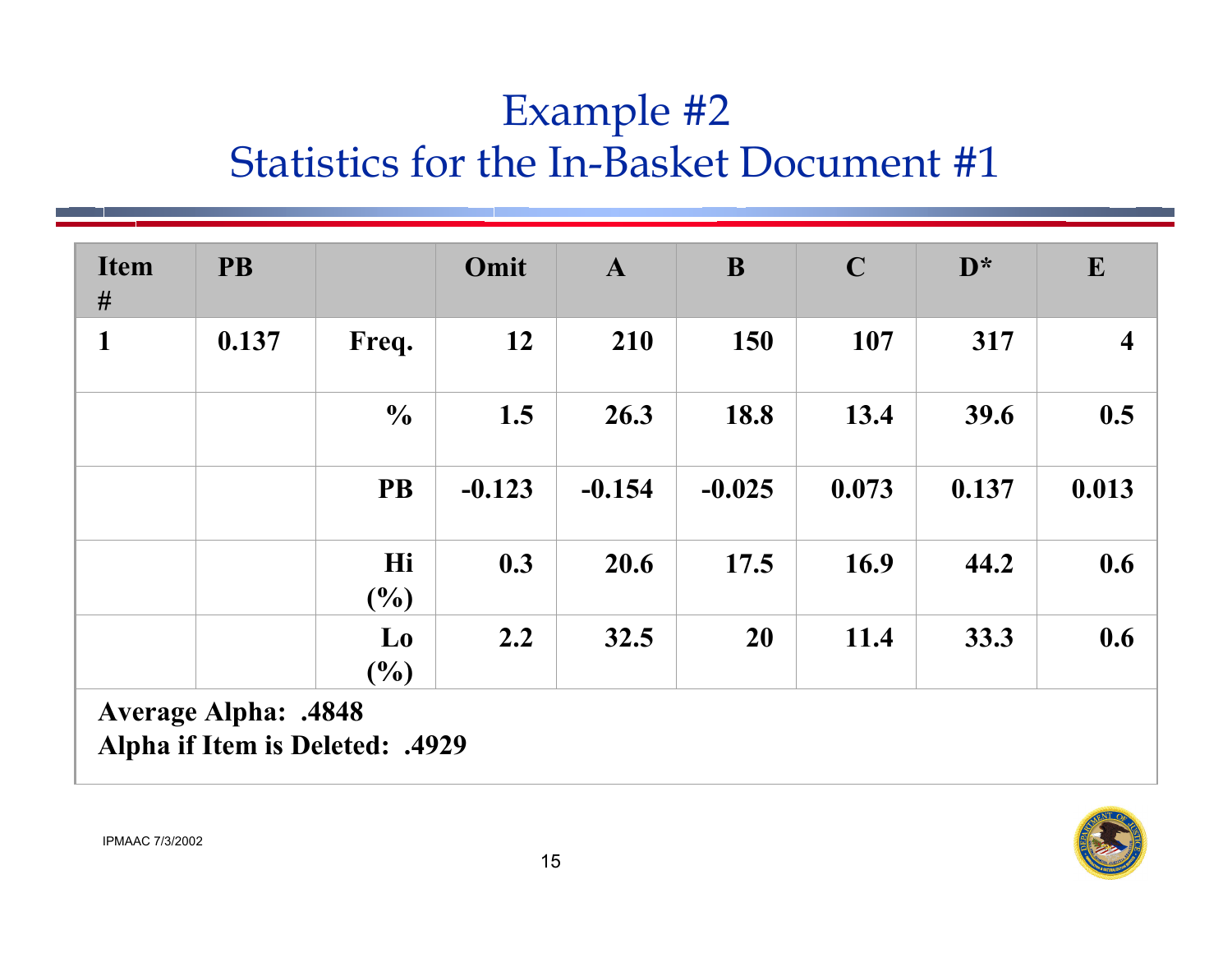# Example #2
## Statistics for the In-Basket Document #1

| Item # | PB | | Omit | A | B | C | D* | E |
|---|---|---|---|---|---|---|---|---|
| 1 | 0.137 | Freq. | 12 | 210 | 150 | 107 | 317 | 4 |
| | | % | 1.5 | 26.3 | 18.8 | 13.4 | 39.6 | 0.5 |
| | | PB | -0.123 | -0.154 | -0.025 | 0.073 | 0.137 | 0.013 |
| | | Hi (%) | 0.3 | 20.6 | 17.5 | 16.9 | 44.2 | 0.6 |
| | | Lo (%) | 2.2 | 32.5 | 20 | 11.4 | 33.3 | 0.6 |

**Average Alpha: .4848**
**Alpha if Item is Deleted: .4929**

IPMAAC 7/3/2002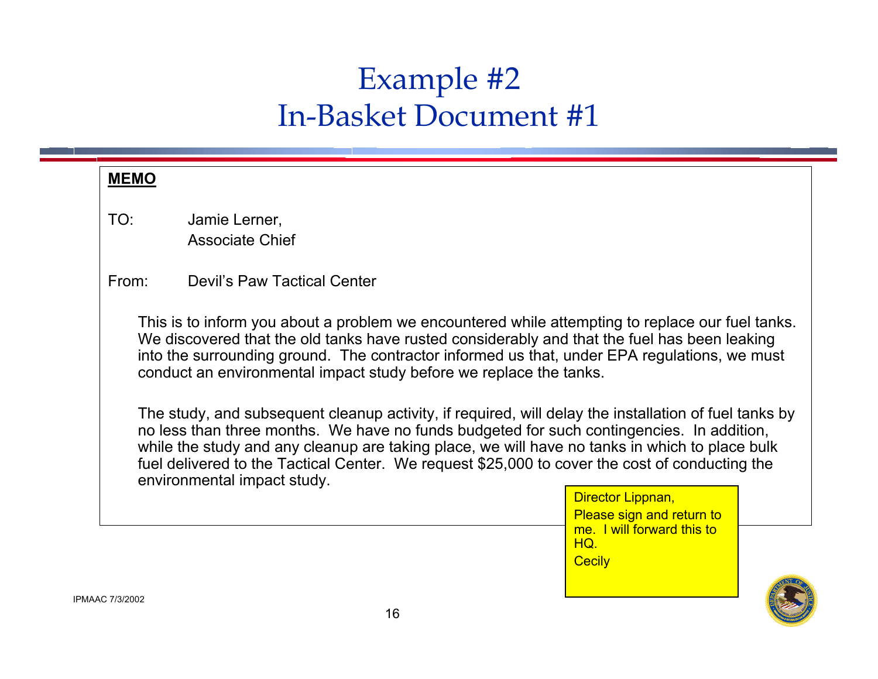# Example #2
## In-Basket Document #1

**MEMO**

TO: Jamie Lerner,
Associate Chief

From: Devil's Paw Tactical Center

This is to inform you about a problem we encountered while attempting to replace our fuel tanks. We discovered that the old tanks have rusted considerably and that the fuel has been leaking into the surrounding ground. The contractor informed us that, under EPA regulations, we must conduct an environmental impact study before we replace the tanks.

The study, and subsequent cleanup activity, if required, will delay the installation of fuel tanks by no less than three months. We have no funds budgeted for such contingencies. In addition, while the study and any cleanup are taking place, we will have no tanks in which to place bulk fuel delivered to the Tactical Center. We request $25,000 to cover the cost of conducting the environmental impact study.

Director Lippnan,
Please sign and return to me. I will forward this to HQ.
Cecily

IPMAAC 7/3/2002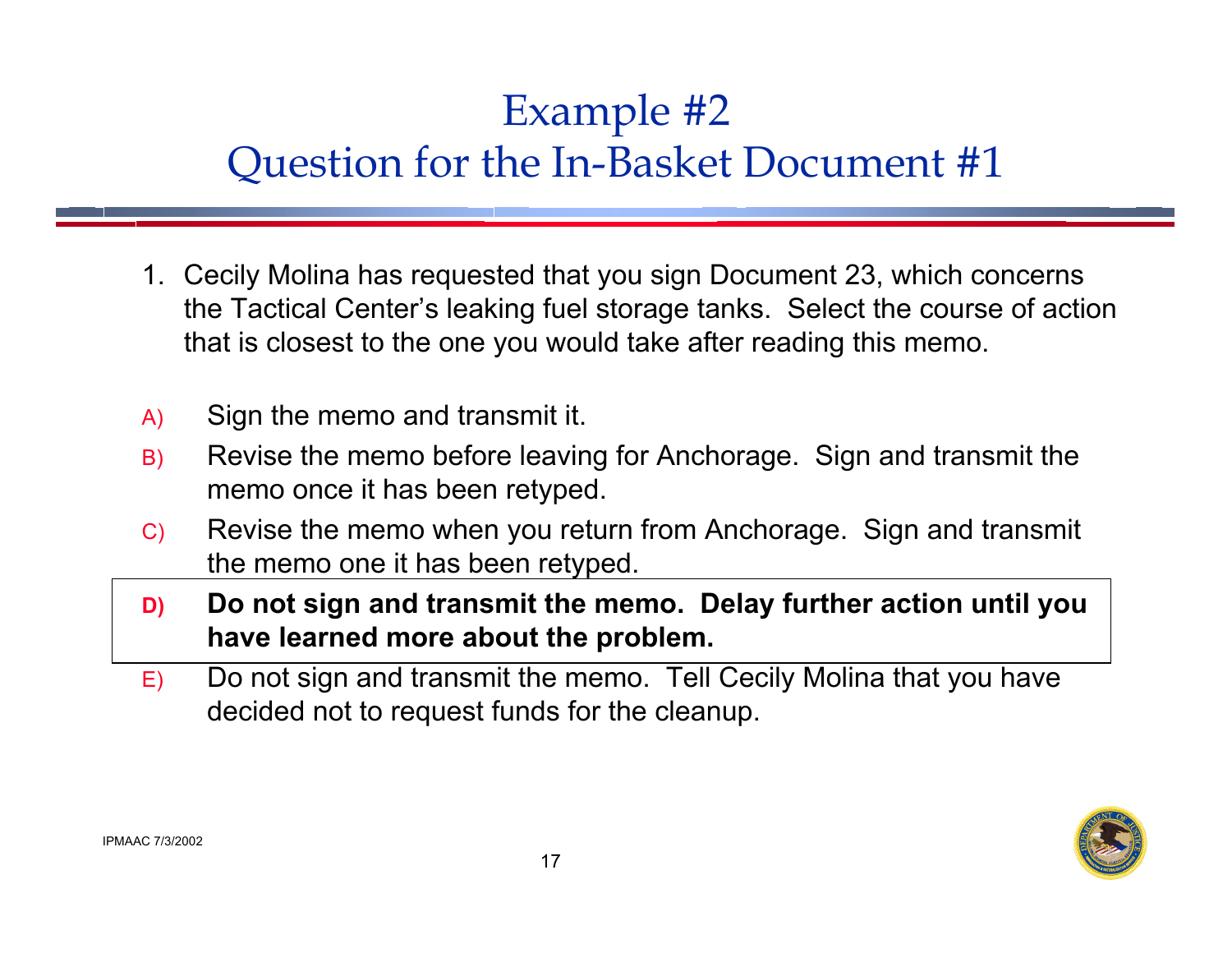# Example #2
## Question for the In-Basket Document #1

1. Cecily Molina has requested that you sign Document 23, which concerns the Tactical Center's leaking fuel storage tanks. Select the course of action that is closest to the one you would take after reading this memo.

A) Sign the memo and transmit it.

B) Revise the memo before leaving for Anchorage. Sign and transmit the memo once it has been retyped.

C) Revise the memo when you return from Anchorage. Sign and transmit the memo one it has been retyped.

**D) Do not sign and transmit the memo. Delay further action until you have learned more about the problem.**

E) Do not sign and transmit the memo. Tell Cecily Molina that you have decided not to request funds for the cleanup.

IPMAAC 7/3/2002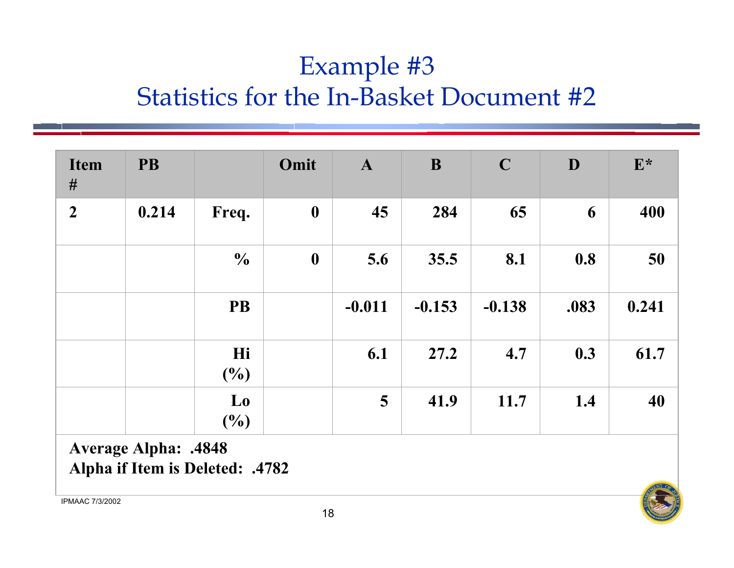# Example #3
## Statistics for the In-Basket Document #2

| Item # | PB | | Omit | A | B | C | D | E* |
|---|---|---|---|---|---|---|---|---|
| 2 | 0.214 | Freq. | 0 | 45 | 284 | 65 | 6 | 400 |
| | | % | 0 | 5.6 | 35.5 | 8.1 | 0.8 | 50 |
| | | PB | | -0.011 | -0.153 | -0.138 | .083 | 0.241 |
| | | Hi (%) | | 6.1 | 27.2 | 4.7 | 0.3 | 61.7 |
| | | Lo (%) | | 5 | 41.9 | 11.7 | 1.4 | 40 |

**Average Alpha: .4848**
**Alpha if Item is Deleted: .4782**

IPMAAC 7/3/2002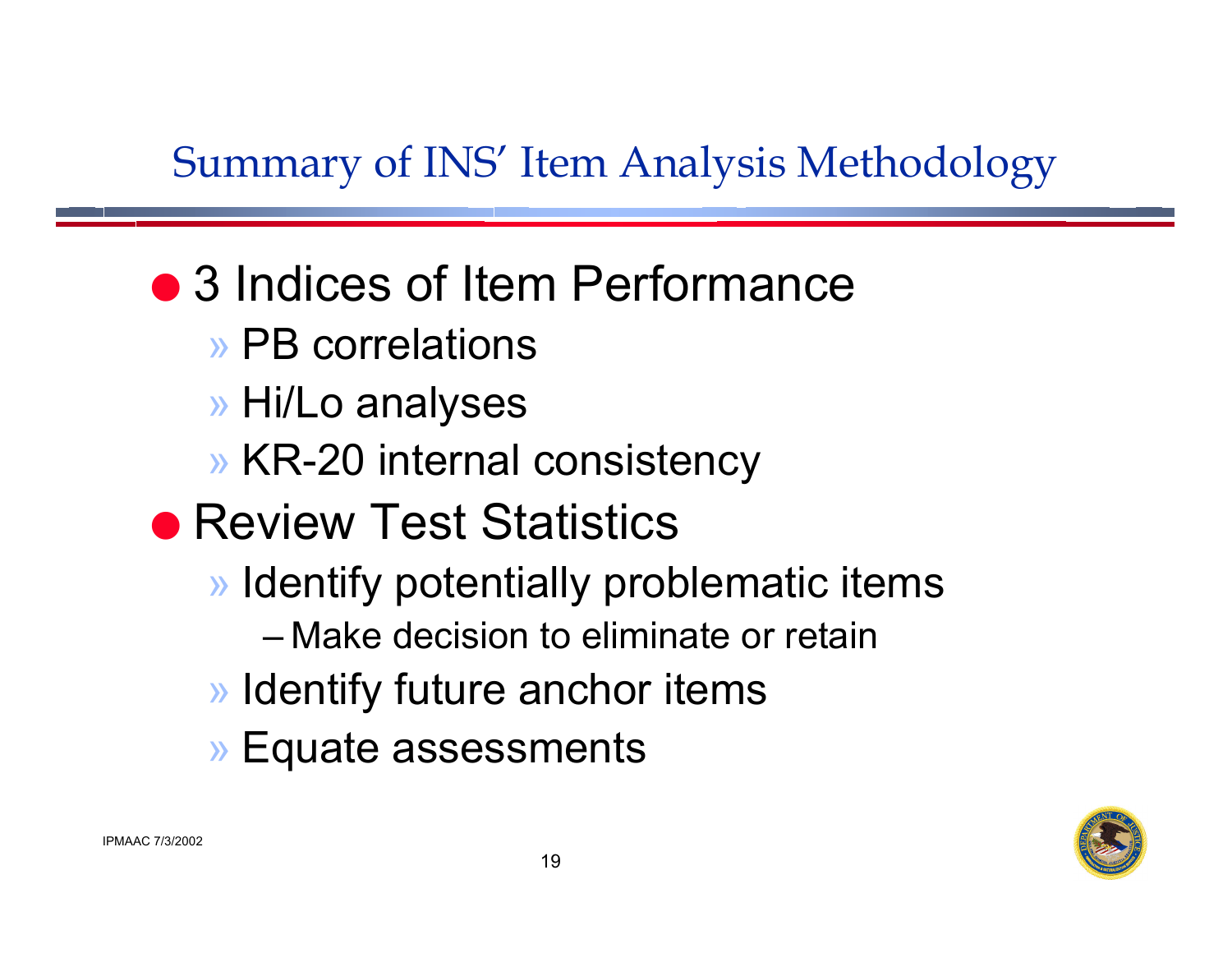# Summary of INS' Item Analysis Methodology

- 3 Indices of Item Performance
  - PB correlations
  - Hi/Lo analyses
  - KR-20 internal consistency
- Review Test Statistics
  - Identify potentially problematic items
    - Make decision to eliminate or retain
  - Identify future anchor items
  - Equate assessments

IPMAAC 7/3/2002